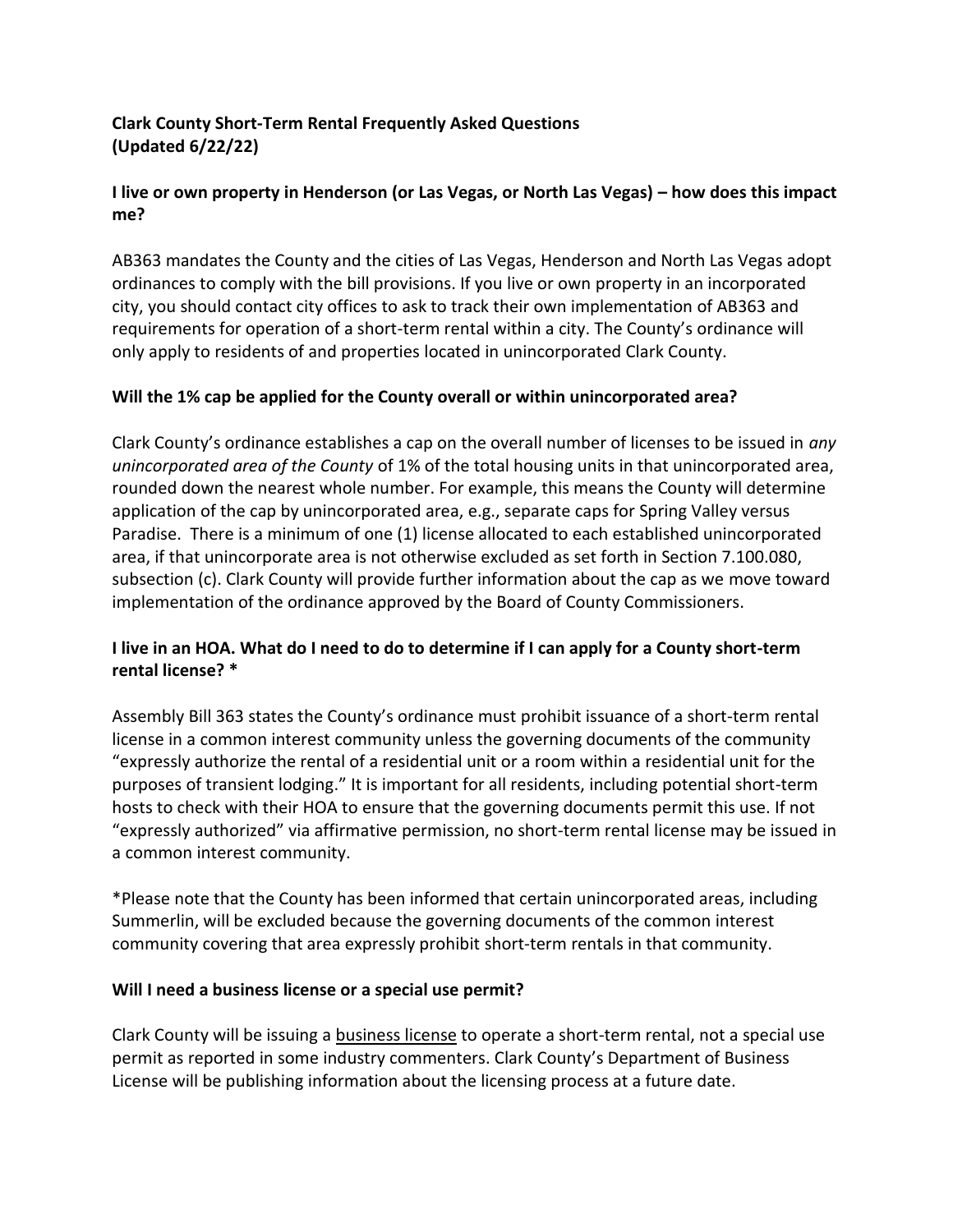**Clark County Short-Term Rental Frequently Asked Questions (Updated 6/22/22)**

**I live or own property in Henderson (or Las Vegas, or North Las Vegas) – how does this impact me?**

AB363 mandates the County and the cities of Las Vegas, Henderson and North Las Vegas adopt ordinances to comply with the bill provisions. If you live or own property in an incorporated city, you should contact city offices to ask to track their own implementation of AB363 and requirements for operation of a short-term rental within a city. The County's ordinance will only apply to residents of and properties located in unincorporated Clark County.

**Will the 1% cap be applied for the County overall or within unincorporated area?**

Clark County's ordinance establishes a cap on the overall number of licenses to be issued in *any unincorporated area of the County* of 1% of the total housing units in that unincorporated area, rounded down the nearest whole number. For example, this means the County will determine application of the cap by unincorporated area, e.g., separate caps for Spring Valley versus Paradise. There is a minimum of one (1) license allocated to each established unincorporated area, if that unincorporate area is not otherwise excluded as set forth in Section 7.100.080, subsection (c). Clark County will provide further information about the cap as we move toward implementation of the ordinance approved by the Board of County Commissioners.

**I live in an HOA. What do I need to do to determine if I can apply for a County short-term rental license? ***

Assembly Bill 363 states the County's ordinance must prohibit issuance of a short-term rental license in a common interest community unless the governing documents of the community "expressly authorize the rental of a residential unit or a room within a residential unit for the purposes of transient lodging." It is important for all residents, including potential short-term hosts to check with their HOA to ensure that the governing documents permit this use. If not "expressly authorized" via affirmative permission, no short-term rental license may be issued in a common interest community.

*Please note that the County has been informed that certain unincorporated areas, including Summerlin, will be excluded because the governing documents of the common interest community covering that area expressly prohibit short-term rentals in that community.

**Will I need a business license or a special use permit?**

Clark County will be issuing a business license to operate a short-term rental, not a special use permit as reported in some industry commenters. Clark County's Department of Business License will be publishing information about the licensing process at a future date.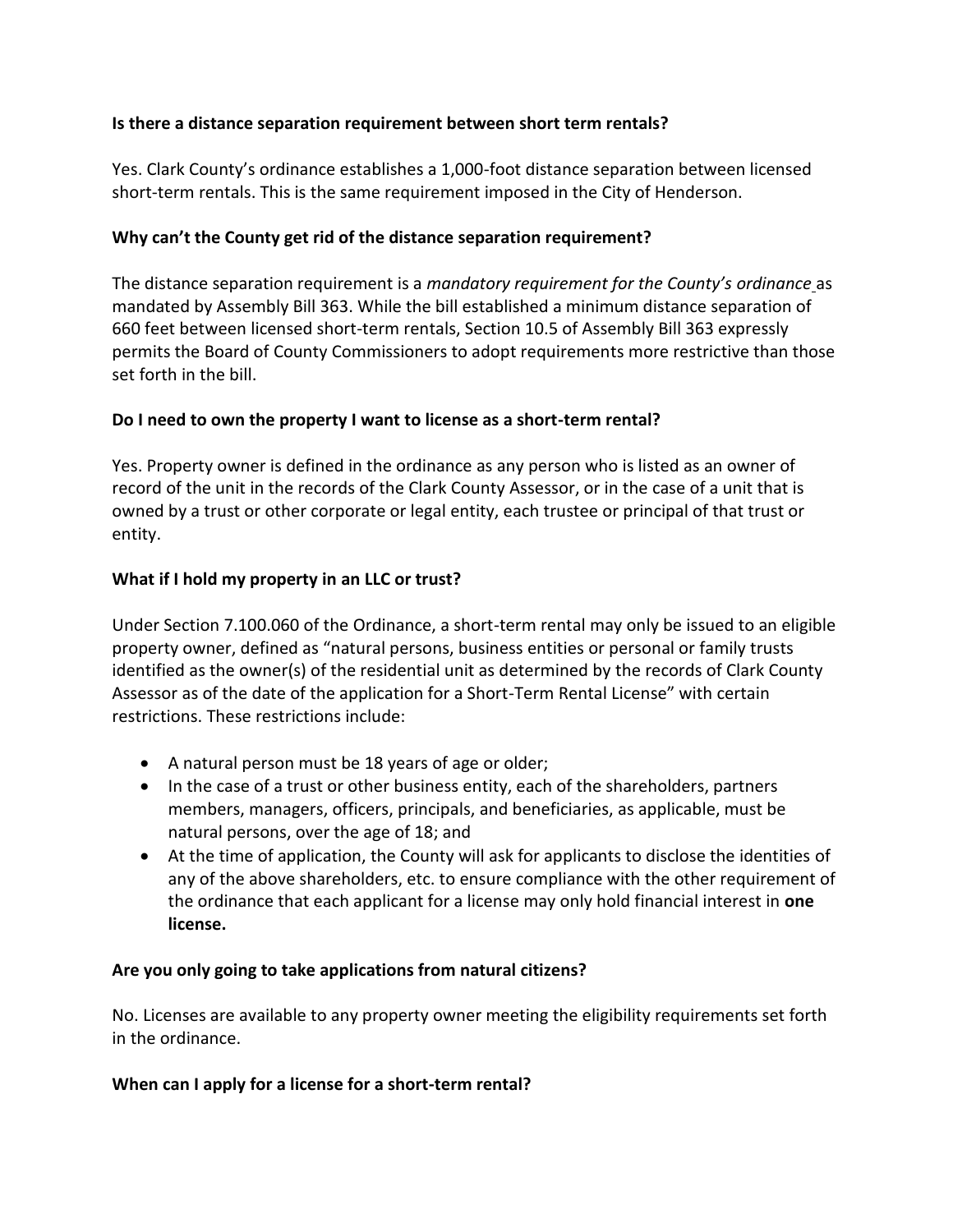**Is there a distance separation requirement between short term rentals?**

Yes. Clark County's ordinance establishes a 1,000-foot distance separation between licensed short-term rentals. This is the same requirement imposed in the City of Henderson.

**Why can't the County get rid of the distance separation requirement?**

The distance separation requirement is a *mandatory requirement for the County's ordinance* as mandated by Assembly Bill 363. While the bill established a minimum distance separation of 660 feet between licensed short-term rentals, Section 10.5 of Assembly Bill 363 expressly permits the Board of County Commissioners to adopt requirements more restrictive than those set forth in the bill.

**Do I need to own the property I want to license as a short-term rental?**

Yes. Property owner is defined in the ordinance as any person who is listed as an owner of record of the unit in the records of the Clark County Assessor, or in the case of a unit that is owned by a trust or other corporate or legal entity, each trustee or principal of that trust or entity.

**What if I hold my property in an LLC or trust?**

Under Section 7.100.060 of the Ordinance, a short-term rental may only be issued to an eligible property owner, defined as "natural persons, business entities or personal or family trusts identified as the owner(s) of the residential unit as determined by the records of Clark County Assessor as of the date of the application for a Short-Term Rental License" with certain restrictions. These restrictions include:

- A natural person must be 18 years of age or older;
- In the case of a trust or other business entity, each of the shareholders, partners members, managers, officers, principals, and beneficiaries, as applicable, must be natural persons, over the age of 18; and
- At the time of application, the County will ask for applicants to disclose the identities of any of the above shareholders, etc. to ensure compliance with the other requirement of the ordinance that each applicant for a license may only hold financial interest in **one license.**

**Are you only going to take applications from natural citizens?**

No. Licenses are available to any property owner meeting the eligibility requirements set forth in the ordinance.

**When can I apply for a license for a short-term rental?**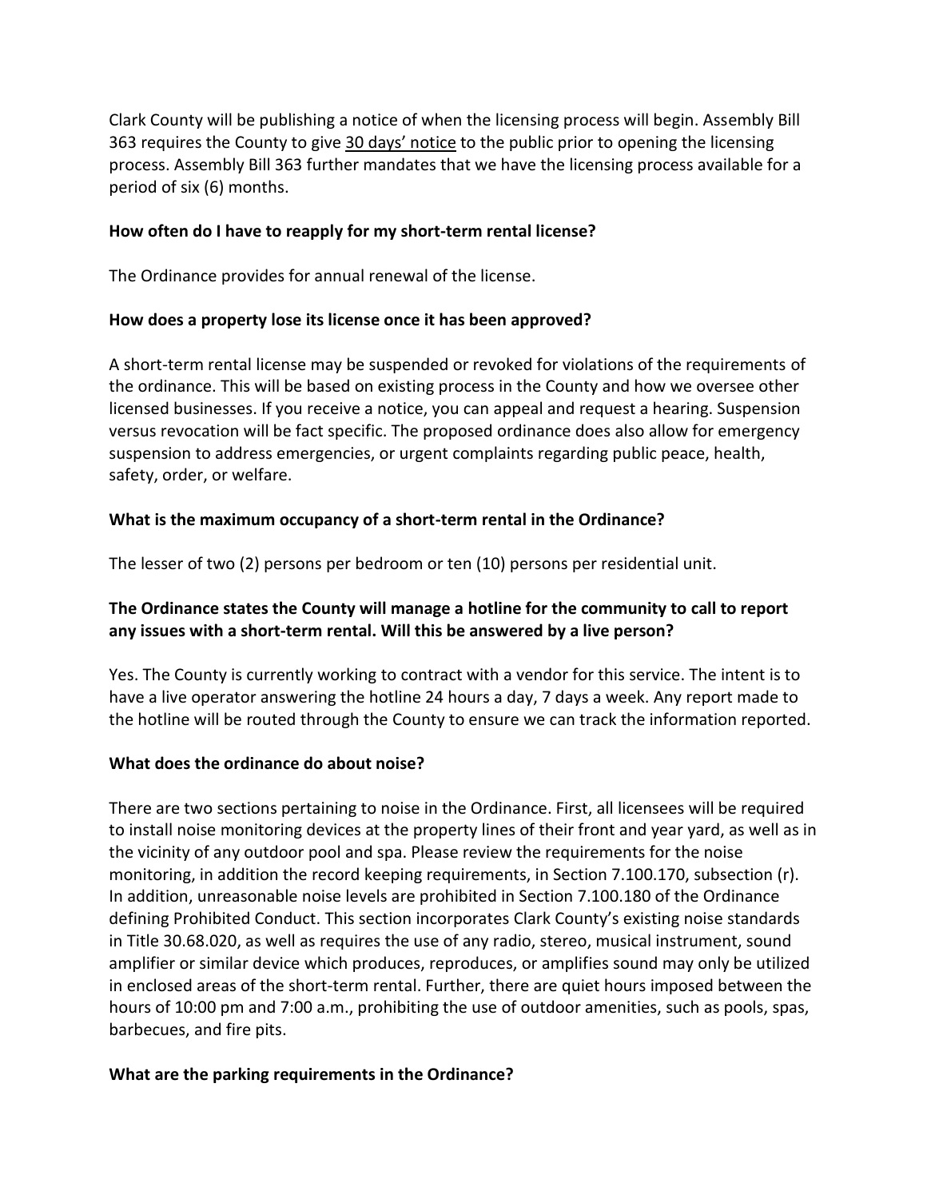Clark County will be publishing a notice of when the licensing process will begin. Assembly Bill 363 requires the County to give <u>30 days' notice</u> to the public prior to opening the licensing process. Assembly Bill 363 further mandates that we have the licensing process available for a period of six (6) months.

**How often do I have to reapply for my short-term rental license?**

The Ordinance provides for annual renewal of the license.

**How does a property lose its license once it has been approved?**

A short-term rental license may be suspended or revoked for violations of the requirements of the ordinance. This will be based on existing process in the County and how we oversee other licensed businesses. If you receive a notice, you can appeal and request a hearing. Suspension versus revocation will be fact specific. The proposed ordinance does also allow for emergency suspension to address emergencies, or urgent complaints regarding public peace, health, safety, order, or welfare.

**What is the maximum occupancy of a short-term rental in the Ordinance?**

The lesser of two (2) persons per bedroom or ten (10) persons per residential unit.

**The Ordinance states the County will manage a hotline for the community to call to report any issues with a short-term rental. Will this be answered by a live person?**

Yes. The County is currently working to contract with a vendor for this service. The intent is to have a live operator answering the hotline 24 hours a day, 7 days a week. Any report made to the hotline will be routed through the County to ensure we can track the information reported.

**What does the ordinance do about noise?**

There are two sections pertaining to noise in the Ordinance. First, all licensees will be required to install noise monitoring devices at the property lines of their front and year yard, as well as in the vicinity of any outdoor pool and spa. Please review the requirements for the noise monitoring, in addition the record keeping requirements, in Section 7.100.170, subsection (r). In addition, unreasonable noise levels are prohibited in Section 7.100.180 of the Ordinance defining Prohibited Conduct. This section incorporates Clark County's existing noise standards in Title 30.68.020, as well as requires the use of any radio, stereo, musical instrument, sound amplifier or similar device which produces, reproduces, or amplifies sound may only be utilized in enclosed areas of the short-term rental. Further, there are quiet hours imposed between the hours of 10:00 pm and 7:00 a.m., prohibiting the use of outdoor amenities, such as pools, spas, barbecues, and fire pits.

**What are the parking requirements in the Ordinance?**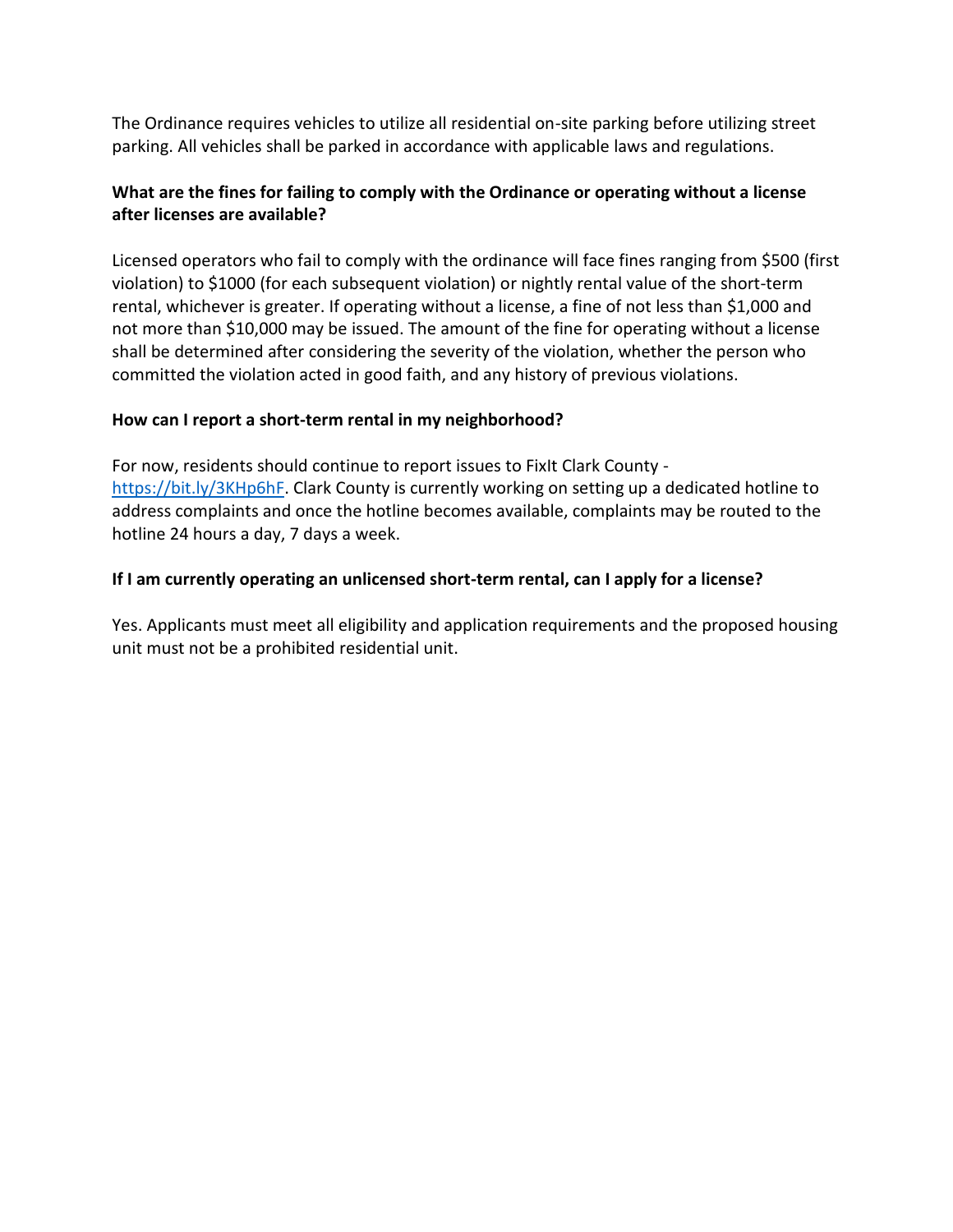The Ordinance requires vehicles to utilize all residential on-site parking before utilizing street parking. All vehicles shall be parked in accordance with applicable laws and regulations.

**What are the fines for failing to comply with the Ordinance or operating without a license after licenses are available?**

Licensed operators who fail to comply with the ordinance will face fines ranging from $500 (first violation) to $1000 (for each subsequent violation) or nightly rental value of the short-term rental, whichever is greater. If operating without a license, a fine of not less than $1,000 and not more than $10,000 may be issued. The amount of the fine for operating without a license shall be determined after considering the severity of the violation, whether the person who committed the violation acted in good faith, and any history of previous violations.

**How can I report a short-term rental in my neighborhood?**

For now, residents should continue to report issues to FixIt Clark County - [https://bit.ly/3KHp6hF](https://bit.ly/3KHp6hF). Clark County is currently working on setting up a dedicated hotline to address complaints and once the hotline becomes available, complaints may be routed to the hotline 24 hours a day, 7 days a week.

**If I am currently operating an unlicensed short-term rental, can I apply for a license?**

Yes. Applicants must meet all eligibility and application requirements and the proposed housing unit must not be a prohibited residential unit.